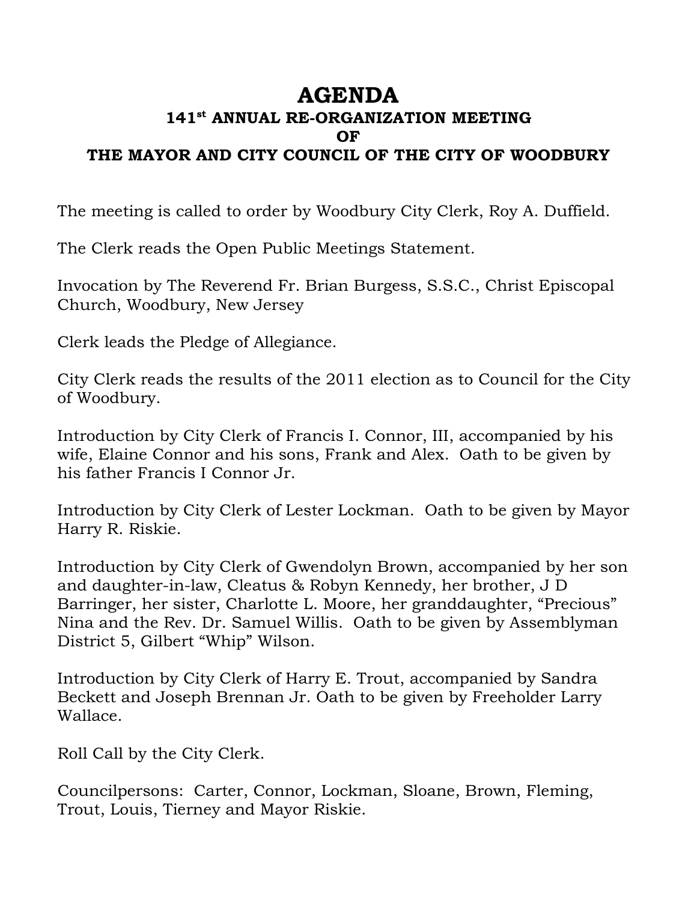# AGENDA

## 141st ANNUAL RE-ORGANIZATION MEETING
## OF
## THE MAYOR AND CITY COUNCIL OF THE CITY OF WOODBURY

The meeting is called to order by Woodbury City Clerk, Roy A. Duffield.

The Clerk reads the Open Public Meetings Statement.

Invocation by The Reverend Fr. Brian Burgess, S.S.C., Christ Episcopal Church, Woodbury, New Jersey

Clerk leads the Pledge of Allegiance.

City Clerk reads the results of the 2011 election as to Council for the City of Woodbury.

Introduction by City Clerk of Francis I. Connor, III, accompanied by his wife, Elaine Connor and his sons, Frank and Alex. Oath to be given by his father Francis I Connor Jr.

Introduction by City Clerk of Lester Lockman. Oath to be given by Mayor Harry R. Riskie.

Introduction by City Clerk of Gwendolyn Brown, accompanied by her son and daughter-in-law, Cleatus & Robyn Kennedy, her brother, J D Barringer, her sister, Charlotte L. Moore, her granddaughter, "Precious" Nina and the Rev. Dr. Samuel Willis. Oath to be given by Assemblyman District 5, Gilbert "Whip" Wilson.

Introduction by City Clerk of Harry E. Trout, accompanied by Sandra Beckett and Joseph Brennan Jr. Oath to be given by Freeholder Larry Wallace.

Roll Call by the City Clerk.

Councilpersons: Carter, Connor, Lockman, Sloane, Brown, Fleming, Trout, Louis, Tierney and Mayor Riskie.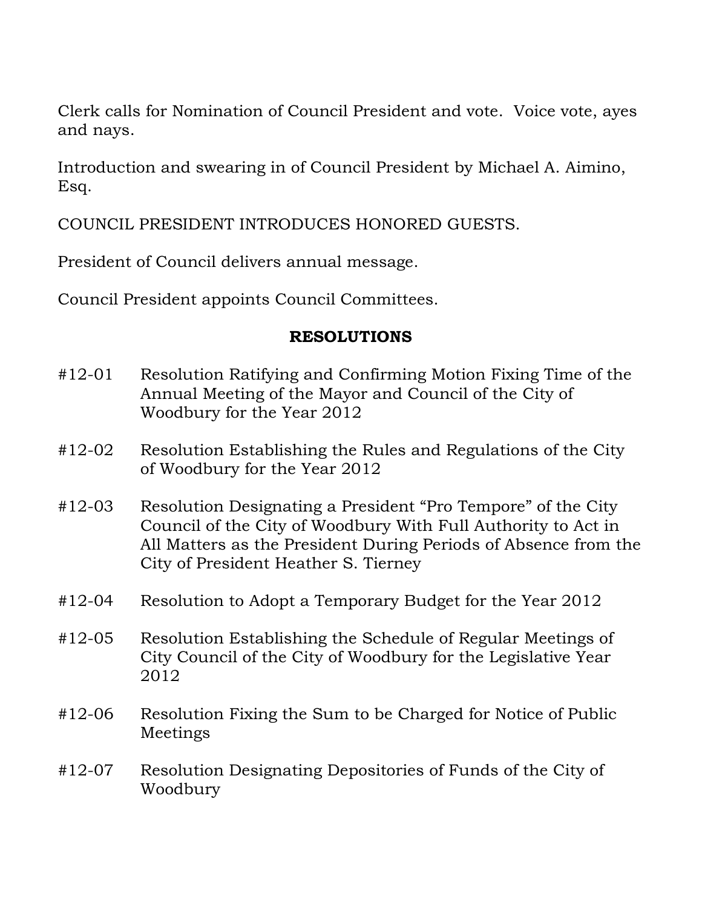Clerk calls for Nomination of Council President and vote. Voice vote, ayes and nays.

Introduction and swearing in of Council President by Michael A. Aimino, Esq.

COUNCIL PRESIDENT INTRODUCES HONORED GUESTS.

President of Council delivers annual message.

Council President appoints Council Committees.

## RESOLUTIONS

- #12-01 Resolution Ratifying and Confirming Motion Fixing Time of the Annual Meeting of the Mayor and Council of the City of Woodbury for the Year 2012
- #12-02 Resolution Establishing the Rules and Regulations of the City of Woodbury for the Year 2012
- #12-03 Resolution Designating a President "Pro Tempore" of the City Council of the City of Woodbury With Full Authority to Act in All Matters as the President During Periods of Absence from the City of President Heather S. Tierney
- #12-04 Resolution to Adopt a Temporary Budget for the Year 2012
- #12-05 Resolution Establishing the Schedule of Regular Meetings of City Council of the City of Woodbury for the Legislative Year 2012
- #12-06 Resolution Fixing the Sum to be Charged for Notice of Public Meetings
- #12-07 Resolution Designating Depositories of Funds of the City of Woodbury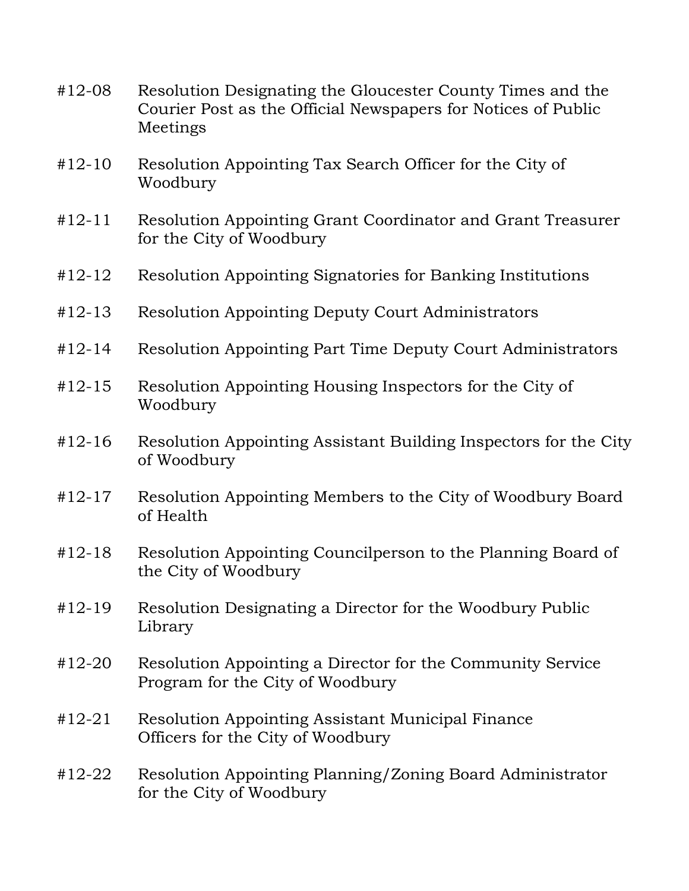#12-08 Resolution Designating the Gloucester County Times and the Courier Post as the Official Newspapers for Notices of Public Meetings

#12-10 Resolution Appointing Tax Search Officer for the City of Woodbury

#12-11 Resolution Appointing Grant Coordinator and Grant Treasurer for the City of Woodbury

#12-12 Resolution Appointing Signatories for Banking Institutions

#12-13 Resolution Appointing Deputy Court Administrators

#12-14 Resolution Appointing Part Time Deputy Court Administrators

#12-15 Resolution Appointing Housing Inspectors for the City of Woodbury

#12-16 Resolution Appointing Assistant Building Inspectors for the City of Woodbury

#12-17 Resolution Appointing Members to the City of Woodbury Board of Health

#12-18 Resolution Appointing Councilperson to the Planning Board of the City of Woodbury

#12-19 Resolution Designating a Director for the Woodbury Public Library

#12-20 Resolution Appointing a Director for the Community Service Program for the City of Woodbury

#12-21 Resolution Appointing Assistant Municipal Finance Officers for the City of Woodbury

#12-22 Resolution Appointing Planning/Zoning Board Administrator for the City of Woodbury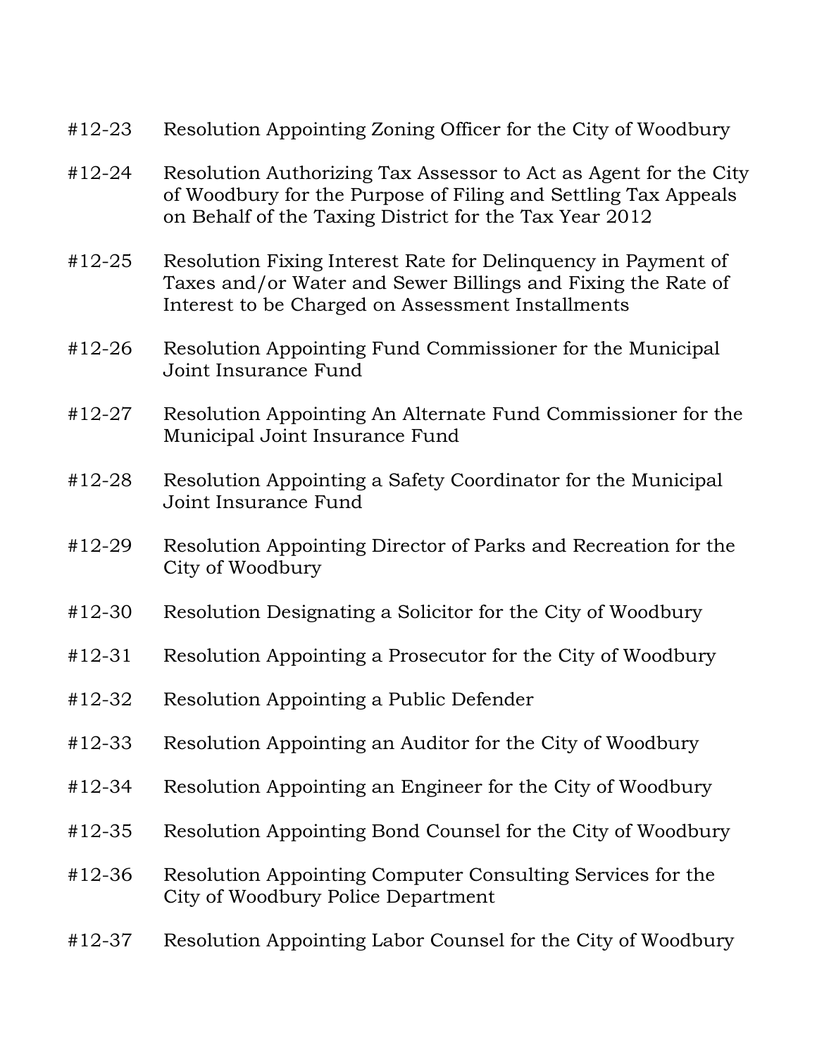#12-23 Resolution Appointing Zoning Officer for the City of Woodbury

#12-24 Resolution Authorizing Tax Assessor to Act as Agent for the City of Woodbury for the Purpose of Filing and Settling Tax Appeals on Behalf of the Taxing District for the Tax Year 2012

#12-25 Resolution Fixing Interest Rate for Delinquency in Payment of Taxes and/or Water and Sewer Billings and Fixing the Rate of Interest to be Charged on Assessment Installments

#12-26 Resolution Appointing Fund Commissioner for the Municipal Joint Insurance Fund

#12-27 Resolution Appointing An Alternate Fund Commissioner for the Municipal Joint Insurance Fund

#12-28 Resolution Appointing a Safety Coordinator for the Municipal Joint Insurance Fund

#12-29 Resolution Appointing Director of Parks and Recreation for the City of Woodbury

#12-30 Resolution Designating a Solicitor for the City of Woodbury

#12-31 Resolution Appointing a Prosecutor for the City of Woodbury

#12-32 Resolution Appointing a Public Defender

#12-33 Resolution Appointing an Auditor for the City of Woodbury

#12-34 Resolution Appointing an Engineer for the City of Woodbury

#12-35 Resolution Appointing Bond Counsel for the City of Woodbury

#12-36 Resolution Appointing Computer Consulting Services for the City of Woodbury Police Department

#12-37 Resolution Appointing Labor Counsel for the City of Woodbury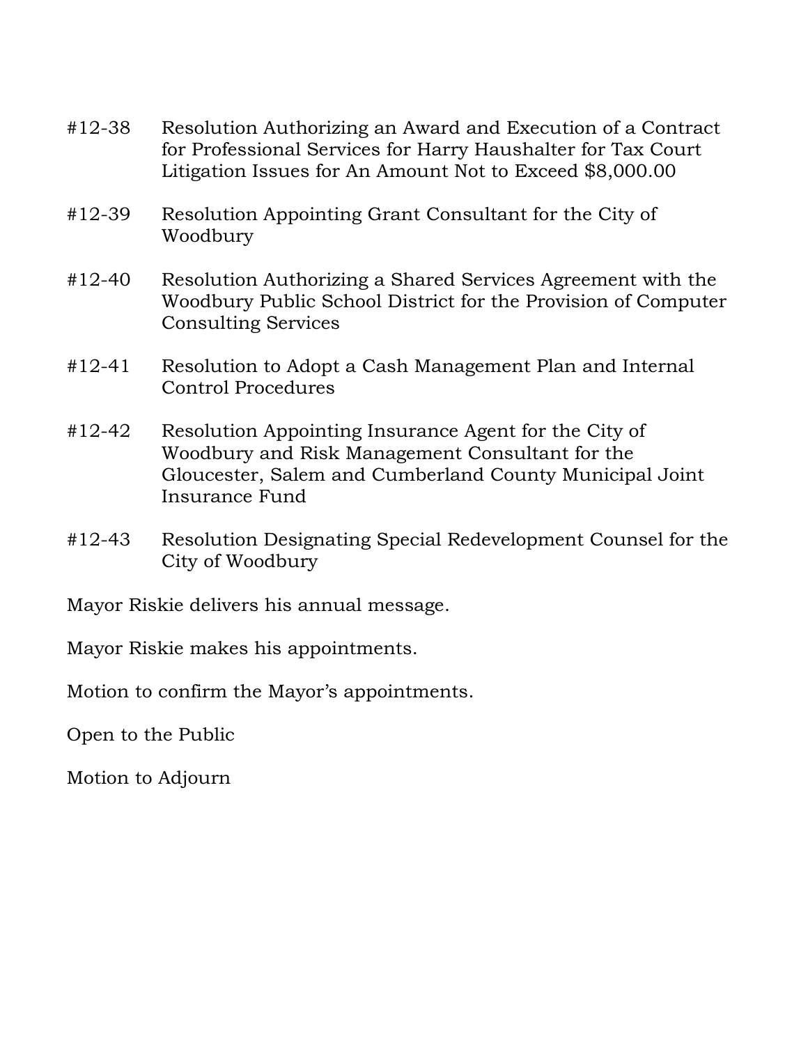#12-38 Resolution Authorizing an Award and Execution of a Contract for Professional Services for Harry Haushalter for Tax Court Litigation Issues for An Amount Not to Exceed $8,000.00

#12-39 Resolution Appointing Grant Consultant for the City of Woodbury

#12-40 Resolution Authorizing a Shared Services Agreement with the Woodbury Public School District for the Provision of Computer Consulting Services

#12-41 Resolution to Adopt a Cash Management Plan and Internal Control Procedures

#12-42 Resolution Appointing Insurance Agent for the City of Woodbury and Risk Management Consultant for the Gloucester, Salem and Cumberland County Municipal Joint Insurance Fund

#12-43 Resolution Designating Special Redevelopment Counsel for the City of Woodbury

Mayor Riskie delivers his annual message.

Mayor Riskie makes his appointments.

Motion to confirm the Mayor's appointments.

Open to the Public

Motion to Adjourn